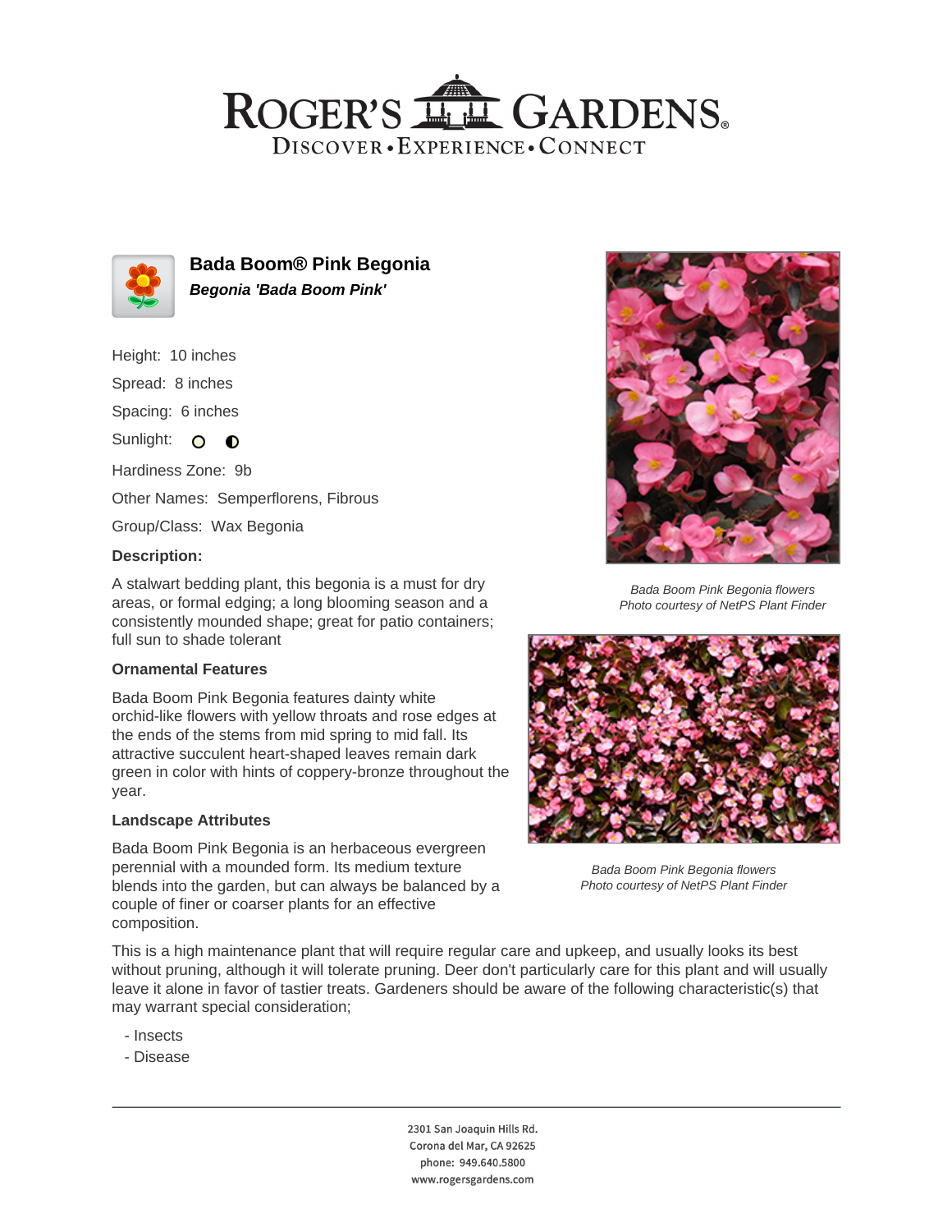# Bada Boom® Pink Begonia

***Begonia 'Bada Boom Pink'***

Height: 10 inches

Spread: 8 inches

Spacing: 6 inches

Sunlight:

Hardiness Zone: 9b

Other Names: Semperflorens, Fibrous

Group/Class: Wax Begonia

### Description:

A stalwart bedding plant, this begonia is a must for dry areas, or formal edging; a long blooming season and a consistently mounded shape; great for patio containers; full sun to shade tolerant

### Ornamental Features

Bada Boom Pink Begonia features dainty white orchid-like flowers with yellow throats and rose edges at the ends of the stems from mid spring to mid fall. Its attractive succulent heart-shaped leaves remain dark green in color with hints of coppery-bronze throughout the year.

### Landscape Attributes

Bada Boom Pink Begonia is an herbaceous evergreen perennial with a mounded form. Its medium texture blends into the garden, but can always be balanced by a couple of finer or coarser plants for an effective composition.

This is a high maintenance plant that will require regular care and upkeep, and usually looks its best without pruning, although it will tolerate pruning. Deer don't particularly care for this plant and will usually leave it alone in favor of tastier treats. Gardeners should be aware of the following characteristic(s) that may warrant special consideration;

- Insects
- Disease

*Bada Boom Pink Begonia flowers*
*Photo courtesy of NetPS Plant Finder*

*Bada Boom Pink Begonia flowers*
*Photo courtesy of NetPS Plant Finder*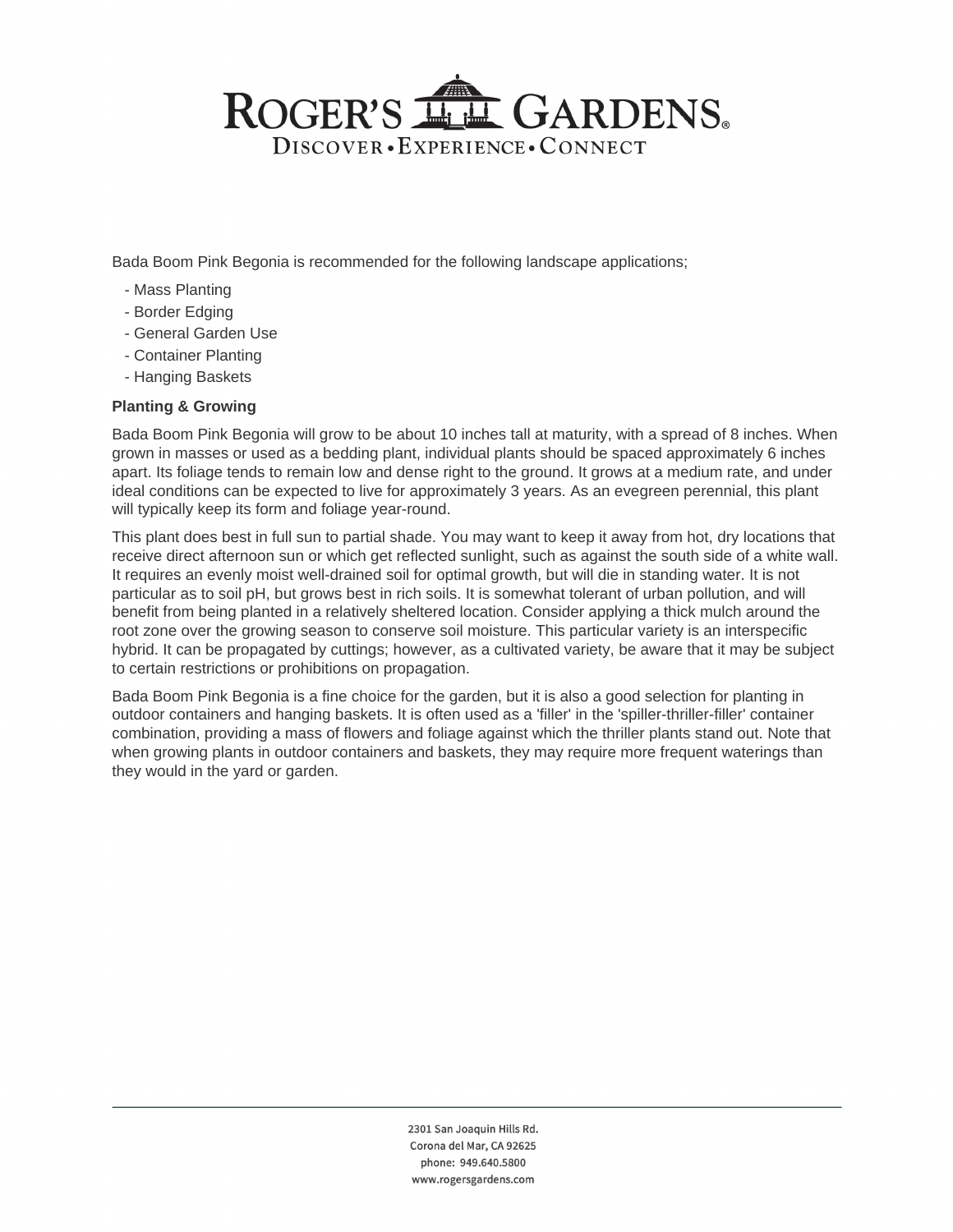Bada Boom Pink Begonia is recommended for the following landscape applications;

- Mass Planting
- Border Edging
- General Garden Use
- Container Planting
- Hanging Baskets

**Planting & Growing**

Bada Boom Pink Begonia will grow to be about 10 inches tall at maturity, with a spread of 8 inches. When grown in masses or used as a bedding plant, individual plants should be spaced approximately 6 inches apart. Its foliage tends to remain low and dense right to the ground. It grows at a medium rate, and under ideal conditions can be expected to live for approximately 3 years. As an evegreen perennial, this plant will typically keep its form and foliage year-round.

This plant does best in full sun to partial shade. You may want to keep it away from hot, dry locations that receive direct afternoon sun or which get reflected sunlight, such as against the south side of a white wall. It requires an evenly moist well-drained soil for optimal growth, but will die in standing water. It is not particular as to soil pH, but grows best in rich soils. It is somewhat tolerant of urban pollution, and will benefit from being planted in a relatively sheltered location. Consider applying a thick mulch around the root zone over the growing season to conserve soil moisture. This particular variety is an interspecific hybrid. It can be propagated by cuttings; however, as a cultivated variety, be aware that it may be subject to certain restrictions or prohibitions on propagation.

Bada Boom Pink Begonia is a fine choice for the garden, but it is also a good selection for planting in outdoor containers and hanging baskets. It is often used as a 'filler' in the 'spiller-thriller-filler' container combination, providing a mass of flowers and foliage against which the thriller plants stand out. Note that when growing plants in outdoor containers and baskets, they may require more frequent waterings than they would in the yard or garden.